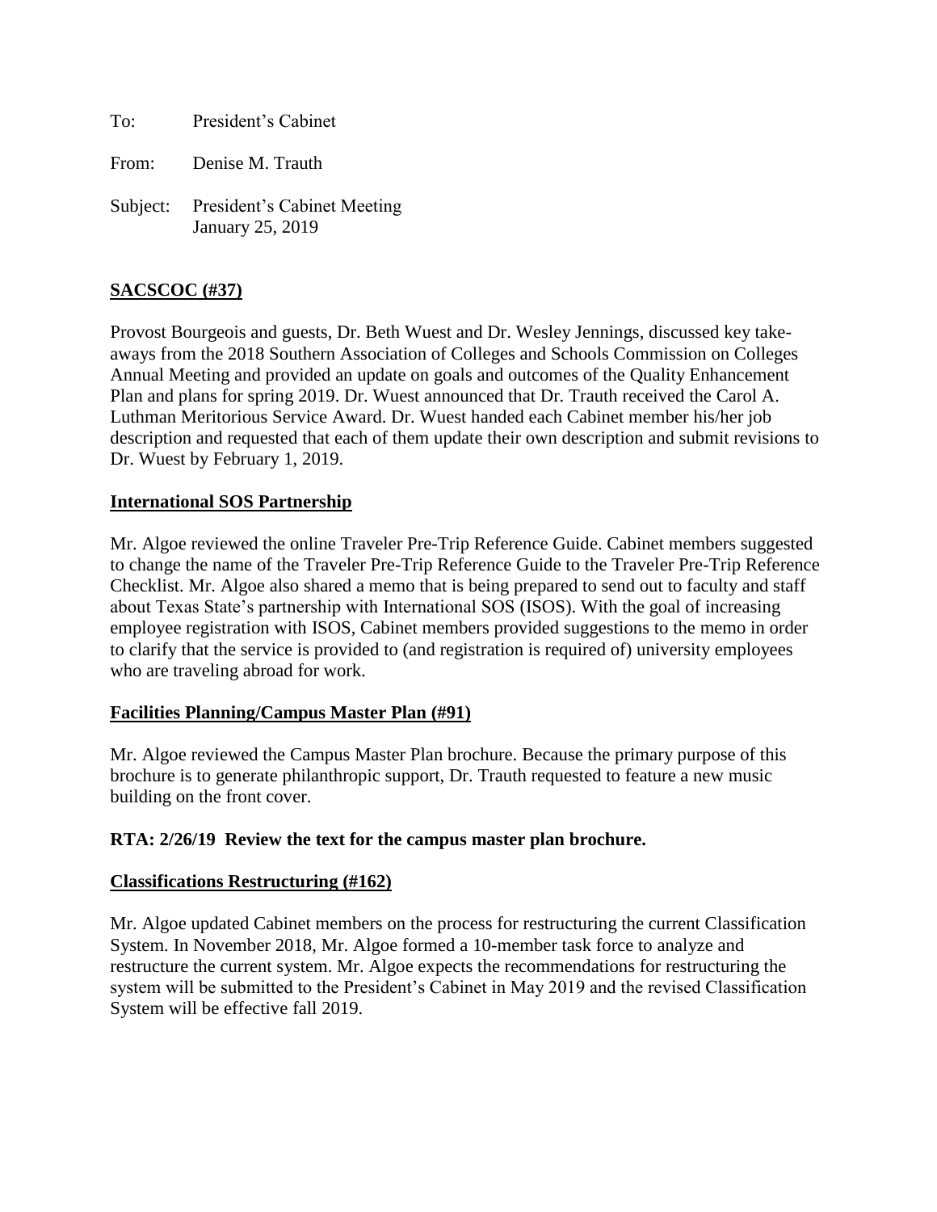To: President's Cabinet

From: Denise M. Trauth

Subject: President's Cabinet Meeting
January 25, 2019

**SACSCOC (#37)**

Provost Bourgeois and guests, Dr. Beth Wuest and Dr. Wesley Jennings, discussed key take-aways from the 2018 Southern Association of Colleges and Schools Commission on Colleges Annual Meeting and provided an update on goals and outcomes of the Quality Enhancement Plan and plans for spring 2019. Dr. Wuest announced that Dr. Trauth received the Carol A. Luthman Meritorious Service Award. Dr. Wuest handed each Cabinet member his/her job description and requested that each of them update their own description and submit revisions to Dr. Wuest by February 1, 2019.

**International SOS Partnership**

Mr. Algoe reviewed the online Traveler Pre-Trip Reference Guide. Cabinet members suggested to change the name of the Traveler Pre-Trip Reference Guide to the Traveler Pre-Trip Reference Checklist. Mr. Algoe also shared a memo that is being prepared to send out to faculty and staff about Texas State's partnership with International SOS (ISOS). With the goal of increasing employee registration with ISOS, Cabinet members provided suggestions to the memo in order to clarify that the service is provided to (and registration is required of) university employees who are traveling abroad for work.

**Facilities Planning/Campus Master Plan (#91)**

Mr. Algoe reviewed the Campus Master Plan brochure. Because the primary purpose of this brochure is to generate philanthropic support, Dr. Trauth requested to feature a new music building on the front cover.

**RTA: 2/26/19 Review the text for the campus master plan brochure.**

**Classifications Restructuring (#162)**

Mr. Algoe updated Cabinet members on the process for restructuring the current Classification System. In November 2018, Mr. Algoe formed a 10-member task force to analyze and restructure the current system. Mr. Algoe expects the recommendations for restructuring the system will be submitted to the President's Cabinet in May 2019 and the revised Classification System will be effective fall 2019.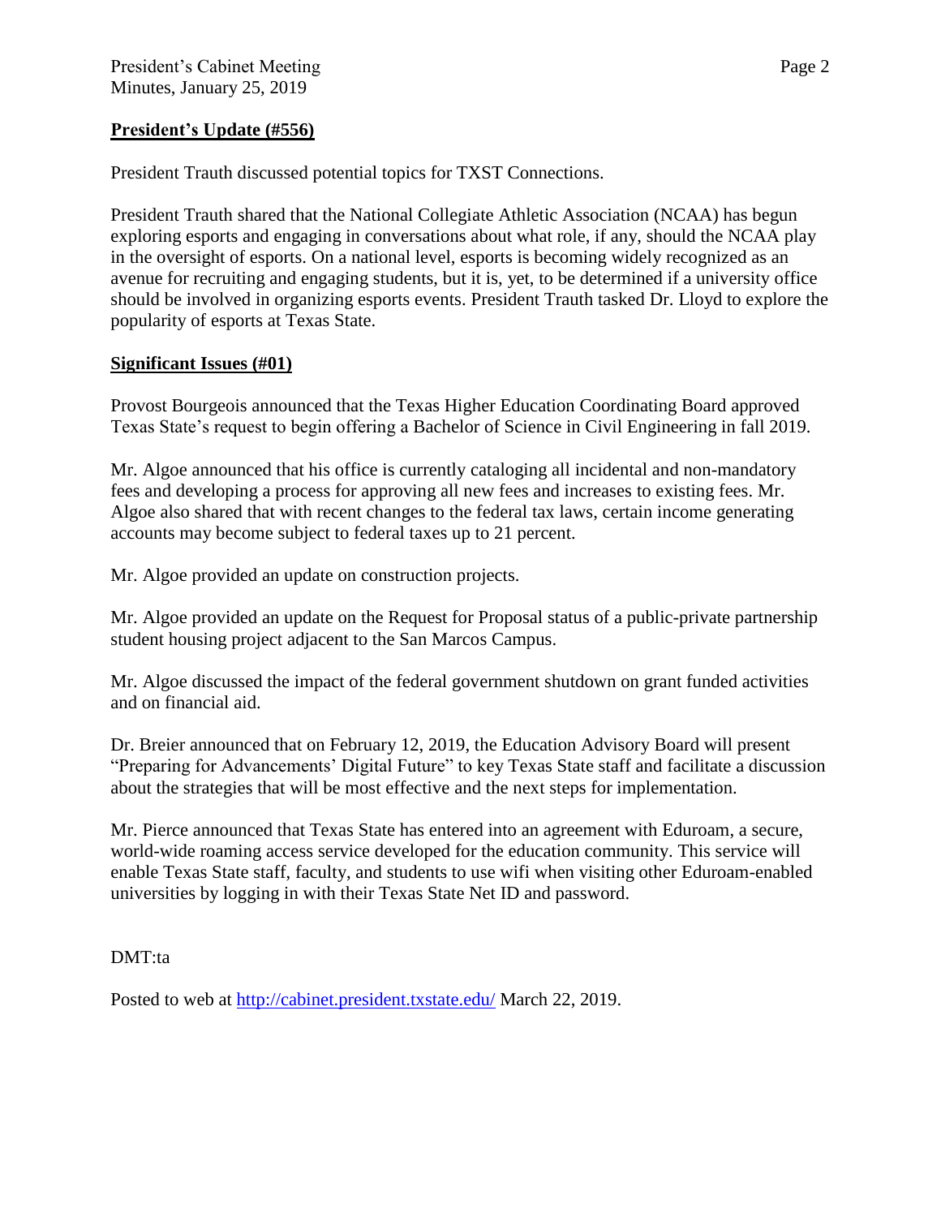## President's Update (#556)

President Trauth discussed potential topics for TXST Connections.

President Trauth shared that the National Collegiate Athletic Association (NCAA) has begun exploring esports and engaging in conversations about what role, if any, should the NCAA play in the oversight of esports. On a national level, esports is becoming widely recognized as an avenue for recruiting and engaging students, but it is, yet, to be determined if a university office should be involved in organizing esports events. President Trauth tasked Dr. Lloyd to explore the popularity of esports at Texas State.

## Significant Issues (#01)

Provost Bourgeois announced that the Texas Higher Education Coordinating Board approved Texas State's request to begin offering a Bachelor of Science in Civil Engineering in fall 2019.

Mr. Algoe announced that his office is currently cataloging all incidental and non-mandatory fees and developing a process for approving all new fees and increases to existing fees. Mr. Algoe also shared that with recent changes to the federal tax laws, certain income generating accounts may become subject to federal taxes up to 21 percent.

Mr. Algoe provided an update on construction projects.

Mr. Algoe provided an update on the Request for Proposal status of a public-private partnership student housing project adjacent to the San Marcos Campus.

Mr. Algoe discussed the impact of the federal government shutdown on grant funded activities and on financial aid.

Dr. Breier announced that on February 12, 2019, the Education Advisory Board will present "Preparing for Advancements' Digital Future" to key Texas State staff and facilitate a discussion about the strategies that will be most effective and the next steps for implementation.

Mr. Pierce announced that Texas State has entered into an agreement with Eduroam, a secure, world-wide roaming access service developed for the education community. This service will enable Texas State staff, faculty, and students to use wifi when visiting other Eduroam-enabled universities by logging in with their Texas State Net ID and password.

DMT:ta

Posted to web at http://cabinet.president.txstate.edu/ March 22, 2019.